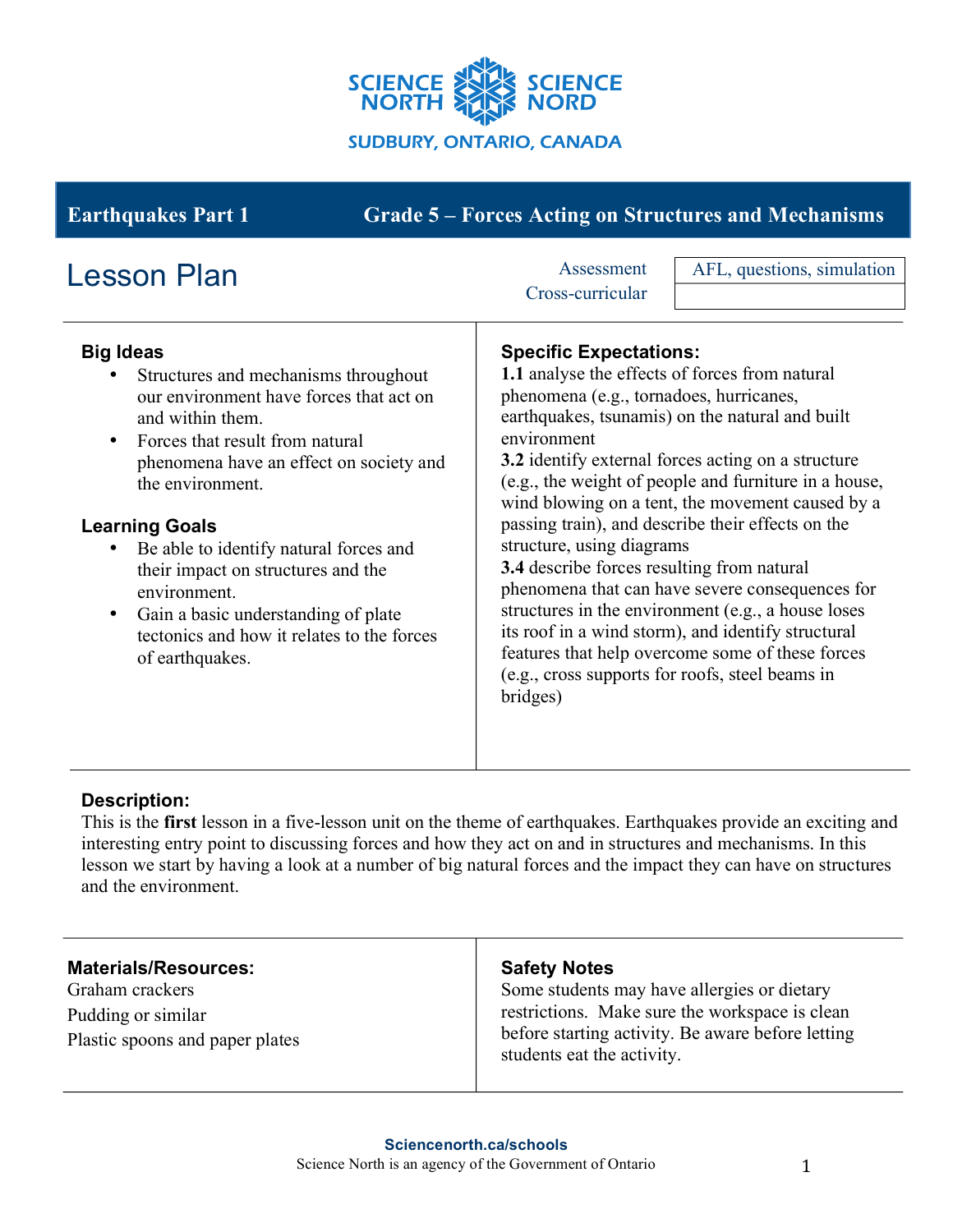SCIENCE NORTH SCIENCE NORD

SUDBURY, ONTARIO, CANADA

**Earthquakes Part 1** | **Grade 5 – Forces Acting on Structures and Mechanisms**

# Lesson Plan

| Assessment | AFL, questions, simulation |
|---|---|
| Cross-curricular | |

### Big Ideas

- Structures and mechanisms throughout our environment have forces that act on and within them.
- Forces that result from natural phenomena have an effect on society and the environment.

### Learning Goals

- Be able to identify natural forces and their impact on structures and the environment.
- Gain a basic understanding of plate tectonics and how it relates to the forces of earthquakes.

### Specific Expectations:

**1.1** analyse the effects of forces from natural phenomena (e.g., tornadoes, hurricanes, earthquakes, tsunamis) on the natural and built environment

**3.2** identify external forces acting on a structure (e.g., the weight of people and furniture in a house, wind blowing on a tent, the movement caused by a passing train), and describe their effects on the structure, using diagrams

**3.4** describe forces resulting from natural phenomena that can have severe consequences for structures in the environment (e.g., a house loses its roof in a wind storm), and identify structural features that help overcome some of these forces (e.g., cross supports for roofs, steel beams in bridges)

### Description:

This is the **first** lesson in a five-lesson unit on the theme of earthquakes. Earthquakes provide an exciting and interesting entry point to discussing forces and how they act on and in structures and mechanisms. In this lesson we start by having a look at a number of big natural forces and the impact they can have on structures and the environment.

### Materials/Resources:

Graham crackers

Pudding or similar

Plastic spoons and paper plates

### Safety Notes

Some students may have allergies or dietary restrictions. Make sure the workspace is clean before starting activity. Be aware before letting students eat the activity.

**Sciencenorth.ca/schools**

Science North is an agency of the Government of Ontario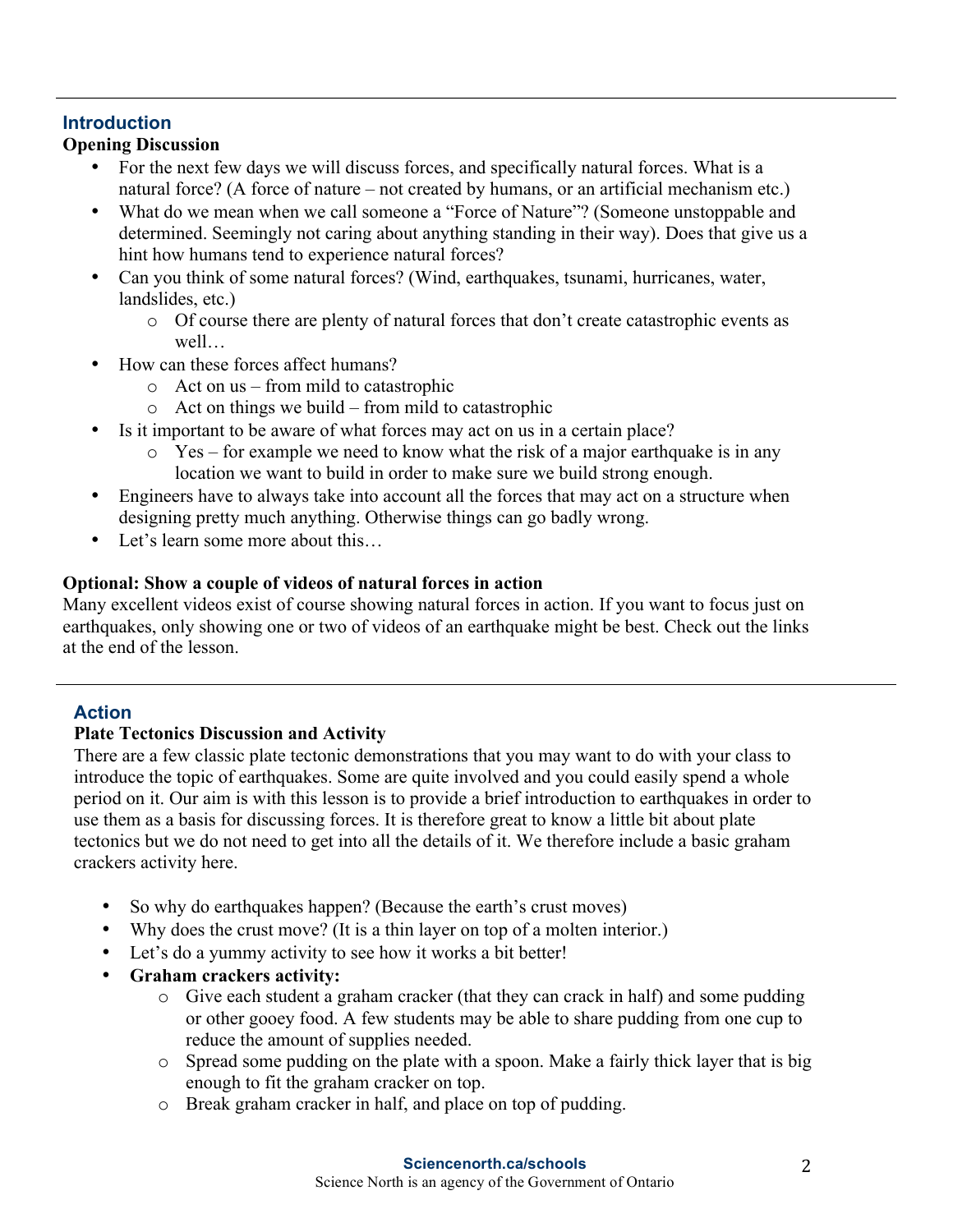## Introduction

**Opening Discussion**

- For the next few days we will discuss forces, and specifically natural forces. What is a natural force? (A force of nature – not created by humans, or an artificial mechanism etc.)
- What do we mean when we call someone a "Force of Nature"? (Someone unstoppable and determined. Seemingly not caring about anything standing in their way). Does that give us a hint how humans tend to experience natural forces?
- Can you think of some natural forces? (Wind, earthquakes, tsunami, hurricanes, water, landslides, etc.)
  - Of course there are plenty of natural forces that don't create catastrophic events as well…
- How can these forces affect humans?
  - Act on us – from mild to catastrophic
  - Act on things we build – from mild to catastrophic
- Is it important to be aware of what forces may act on us in a certain place?
  - Yes – for example we need to know what the risk of a major earthquake is in any location we want to build in order to make sure we build strong enough.
- Engineers have to always take into account all the forces that may act on a structure when designing pretty much anything. Otherwise things can go badly wrong.
- Let's learn some more about this…

**Optional: Show a couple of videos of natural forces in action**

Many excellent videos exist of course showing natural forces in action. If you want to focus just on earthquakes, only showing one or two of videos of an earthquake might be best. Check out the links at the end of the lesson.

## Action

**Plate Tectonics Discussion and Activity**

There are a few classic plate tectonic demonstrations that you may want to do with your class to introduce the topic of earthquakes. Some are quite involved and you could easily spend a whole period on it. Our aim is with this lesson is to provide a brief introduction to earthquakes in order to use them as a basis for discussing forces. It is therefore great to know a little bit about plate tectonics but we do not need to get into all the details of it. We therefore include a basic graham crackers activity here.

- So why do earthquakes happen? (Because the earth's crust moves)
- Why does the crust move? (It is a thin layer on top of a molten interior.)
- Let's do a yummy activity to see how it works a bit better!
- **Graham crackers activity:**
  - Give each student a graham cracker (that they can crack in half) and some pudding or other gooey food. A few students may be able to share pudding from one cup to reduce the amount of supplies needed.
  - Spread some pudding on the plate with a spoon. Make a fairly thick layer that is big enough to fit the graham cracker on top.
  - Break graham cracker in half, and place on top of pudding.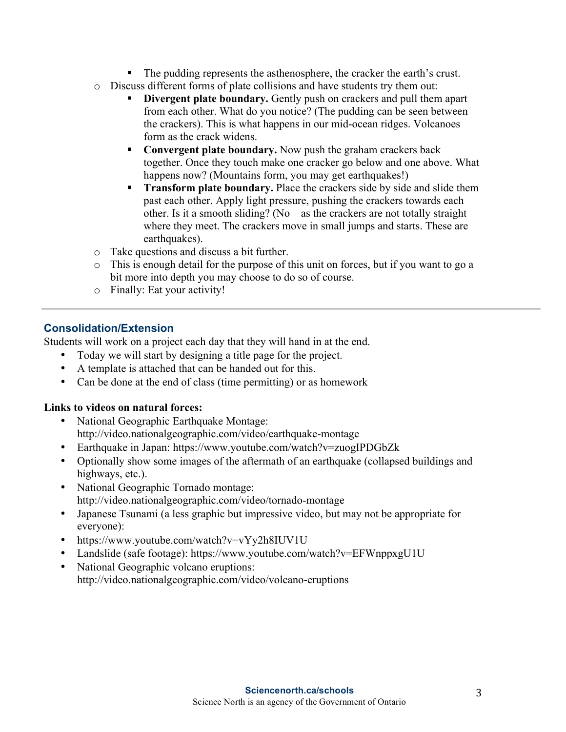- The pudding represents the asthenosphere, the cracker the earth's crust.
    - Discuss different forms of plate collisions and have students try them out:
        - **Divergent plate boundary.** Gently push on crackers and pull them apart from each other. What do you notice? (The pudding can be seen between the crackers). This is what happens in our mid-ocean ridges. Volcanoes form as the crack widens.
        - **Convergent plate boundary.** Now push the graham crackers back together. Once they touch make one cracker go below and one above. What happens now? (Mountains form, you may get earthquakes!)
        - **Transform plate boundary.** Place the crackers side by side and slide them past each other. Apply light pressure, pushing the crackers towards each other. Is it a smooth sliding? (No – as the crackers are not totally straight where they meet. The crackers move in small jumps and starts. These are earthquakes).
    - Take questions and discuss a bit further.
    - This is enough detail for the purpose of this unit on forces, but if you want to go a bit more into depth you may choose to do so of course.
    - Finally: Eat your activity!

---

### Consolidation/Extension

Students will work on a project each day that they will hand in at the end.

- Today we will start by designing a title page for the project.
- A template is attached that can be handed out for this.
- Can be done at the end of class (time permitting) or as homework

**Links to videos on natural forces:**

- National Geographic Earthquake Montage: http://video.nationalgeographic.com/video/earthquake-montage
- Earthquake in Japan: https://www.youtube.com/watch?v=zuogIPDGbZk
- Optionally show some images of the aftermath of an earthquake (collapsed buildings and highways, etc.).
- National Geographic Tornado montage: http://video.nationalgeographic.com/video/tornado-montage
- Japanese Tsunami (a less graphic but impressive video, but may not be appropriate for everyone):
- https://www.youtube.com/watch?v=vYy2h8IUV1U
- Landslide (safe footage): https://www.youtube.com/watch?v=EFWnppxgU1U
- National Geographic volcano eruptions: http://video.nationalgeographic.com/video/volcano-eruptions